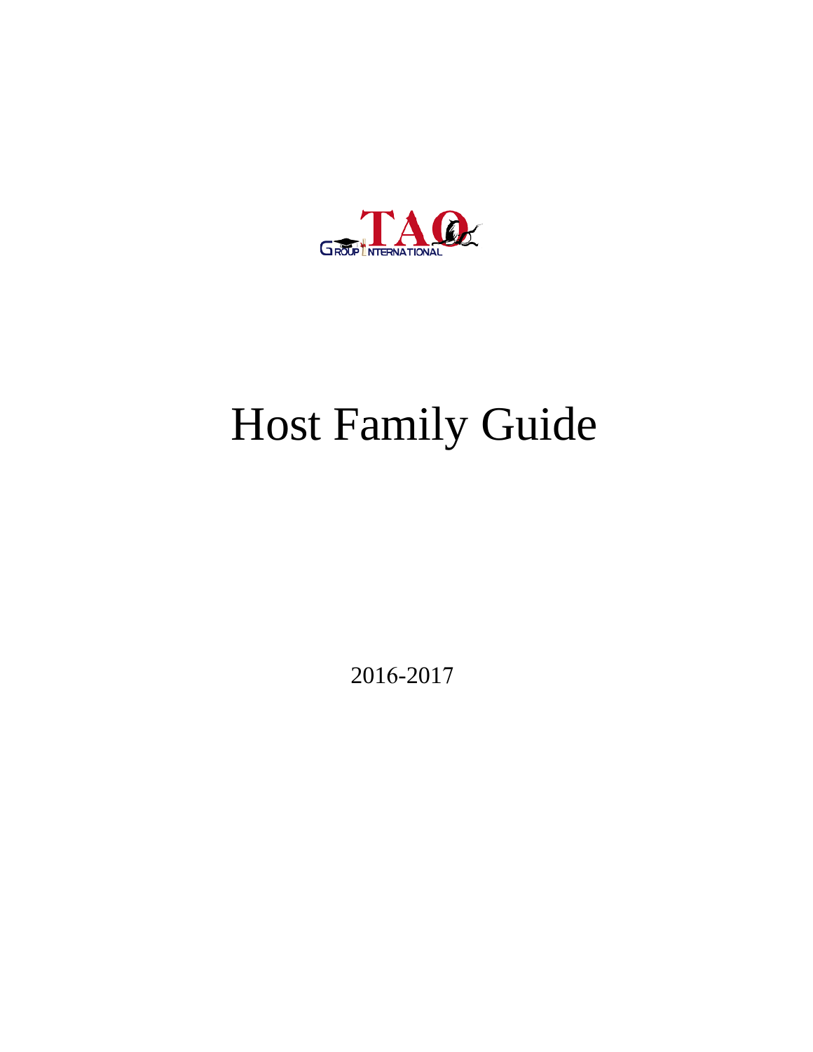TAO Group International

# Host Family Guide

2016-2017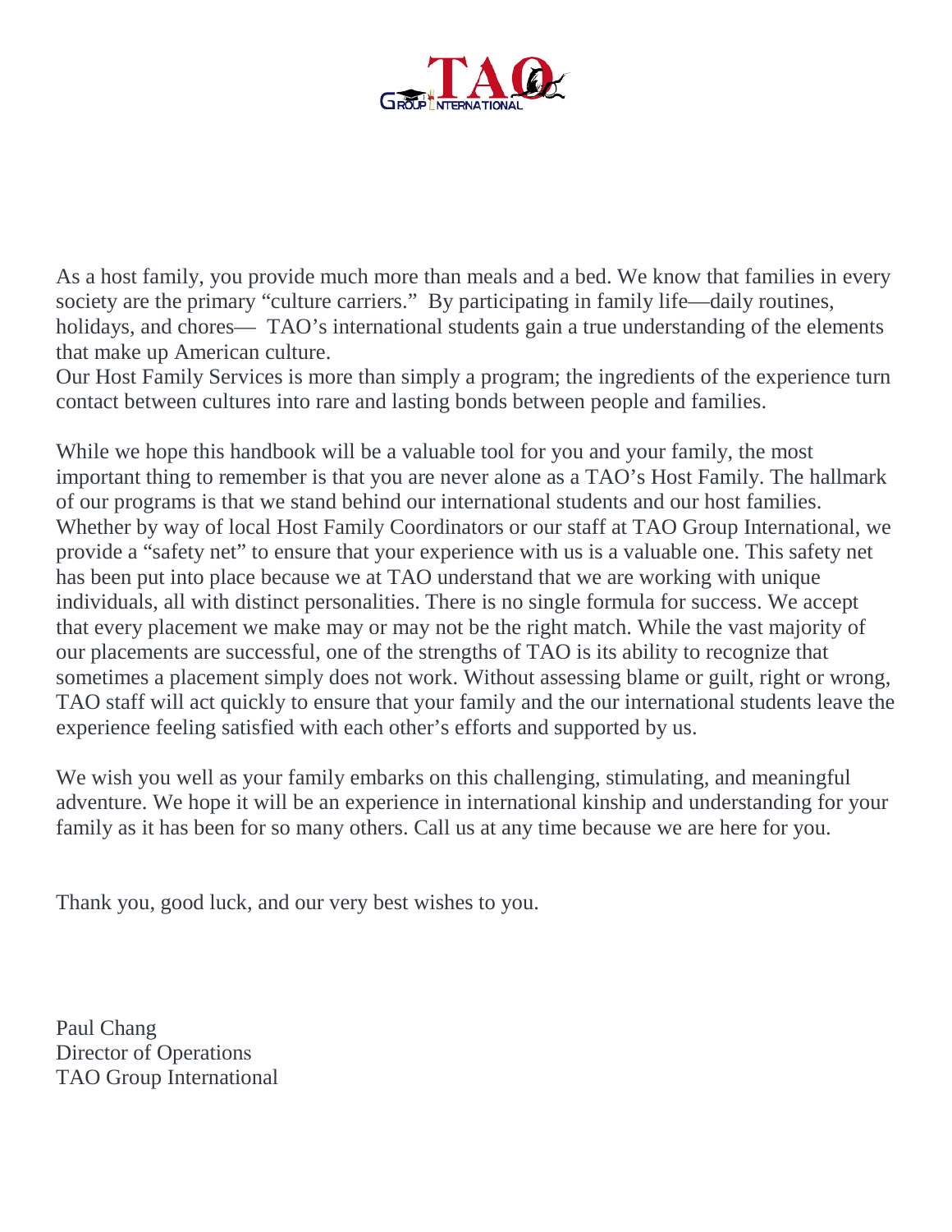As a host family, you provide much more than meals and a bed. We know that families in every society are the primary "culture carriers." By participating in family life—daily routines, holidays, and chores— TAO's international students gain a true understanding of the elements that make up American culture.
Our Host Family Services is more than simply a program; the ingredients of the experience turn contact between cultures into rare and lasting bonds between people and families.

While we hope this handbook will be a valuable tool for you and your family, the most important thing to remember is that you are never alone as a TAO's Host Family. The hallmark of our programs is that we stand behind our international students and our host families. Whether by way of local Host Family Coordinators or our staff at TAO Group International, we provide a "safety net" to ensure that your experience with us is a valuable one. This safety net has been put into place because we at TAO understand that we are working with unique individuals, all with distinct personalities. There is no single formula for success. We accept that every placement we make may or may not be the right match. While the vast majority of our placements are successful, one of the strengths of TAO is its ability to recognize that sometimes a placement simply does not work. Without assessing blame or guilt, right or wrong, TAO staff will act quickly to ensure that your family and the our international students leave the experience feeling satisfied with each other's efforts and supported by us.

We wish you well as your family embarks on this challenging, stimulating, and meaningful adventure. We hope it will be an experience in international kinship and understanding for your family as it has been for so many others. Call us at any time because we are here for you.

Thank you, good luck, and our very best wishes to you.

Paul Chang
Director of Operations
TAO Group International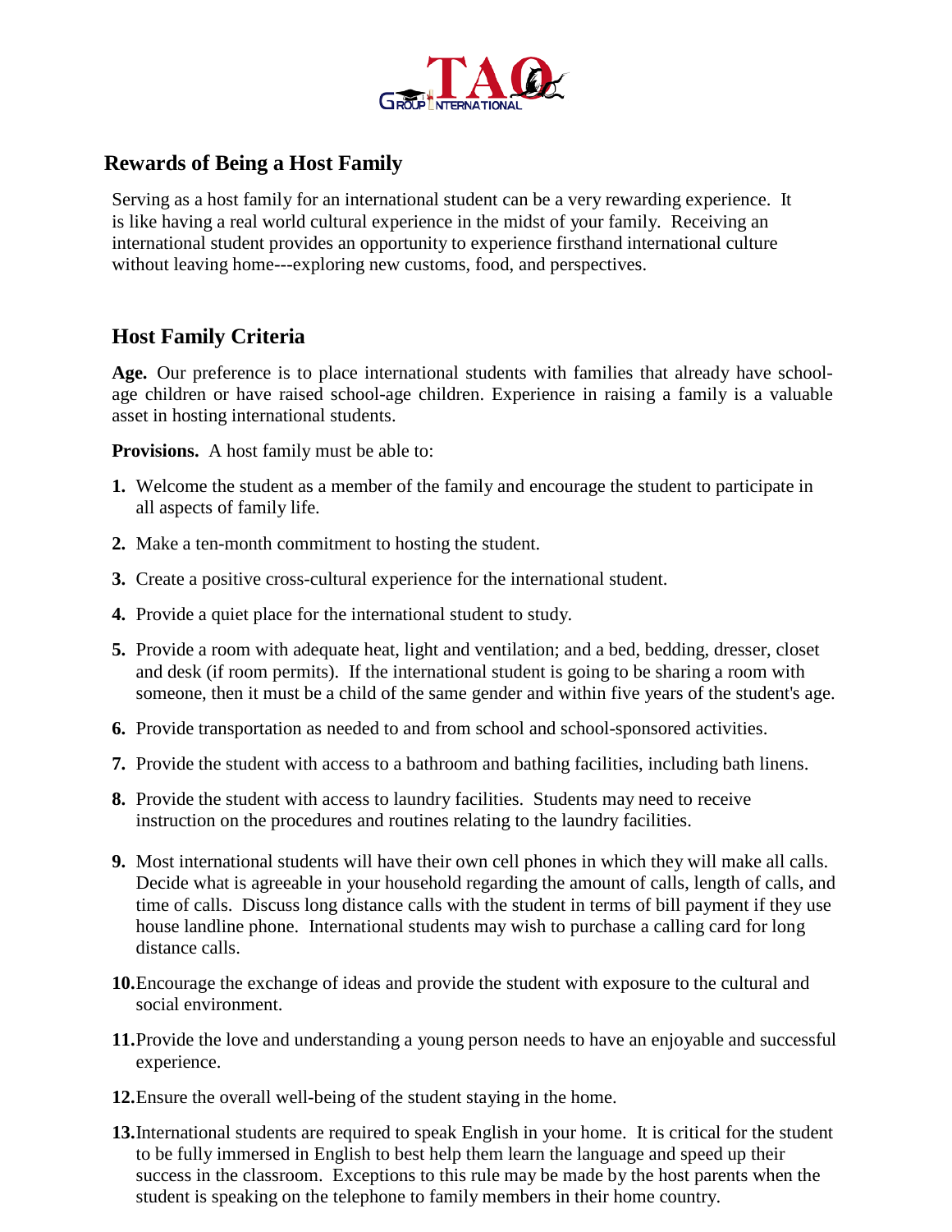## Rewards of Being a Host Family

Serving as a host family for an international student can be a very rewarding experience. It is like having a real world cultural experience in the midst of your family. Receiving an international student provides an opportunity to experience firsthand international culture without leaving home---exploring new customs, food, and perspectives.

## Host Family Criteria

**Age.** Our preference is to place international students with families that already have school-age children or have raised school-age children. Experience in raising a family is a valuable asset in hosting international students.

**Provisions.** A host family must be able to:

1. Welcome the student as a member of the family and encourage the student to participate in all aspects of family life.
2. Make a ten-month commitment to hosting the student.
3. Create a positive cross-cultural experience for the international student.
4. Provide a quiet place for the international student to study.
5. Provide a room with adequate heat, light and ventilation; and a bed, bedding, dresser, closet and desk (if room permits). If the international student is going to be sharing a room with someone, then it must be a child of the same gender and within five years of the student's age.
6. Provide transportation as needed to and from school and school-sponsored activities.
7. Provide the student with access to a bathroom and bathing facilities, including bath linens.
8. Provide the student with access to laundry facilities. Students may need to receive instruction on the procedures and routines relating to the laundry facilities.
9. Most international students will have their own cell phones in which they will make all calls. Decide what is agreeable in your household regarding the amount of calls, length of calls, and time of calls. Discuss long distance calls with the student in terms of bill payment if they use house landline phone. International students may wish to purchase a calling card for long distance calls.
10. Encourage the exchange of ideas and provide the student with exposure to the cultural and social environment.
11. Provide the love and understanding a young person needs to have an enjoyable and successful experience.
12. Ensure the overall well-being of the student staying in the home.
13. International students are required to speak English in your home. It is critical for the student to be fully immersed in English to best help them learn the language and speed up their success in the classroom. Exceptions to this rule may be made by the host parents when the student is speaking on the telephone to family members in their home country.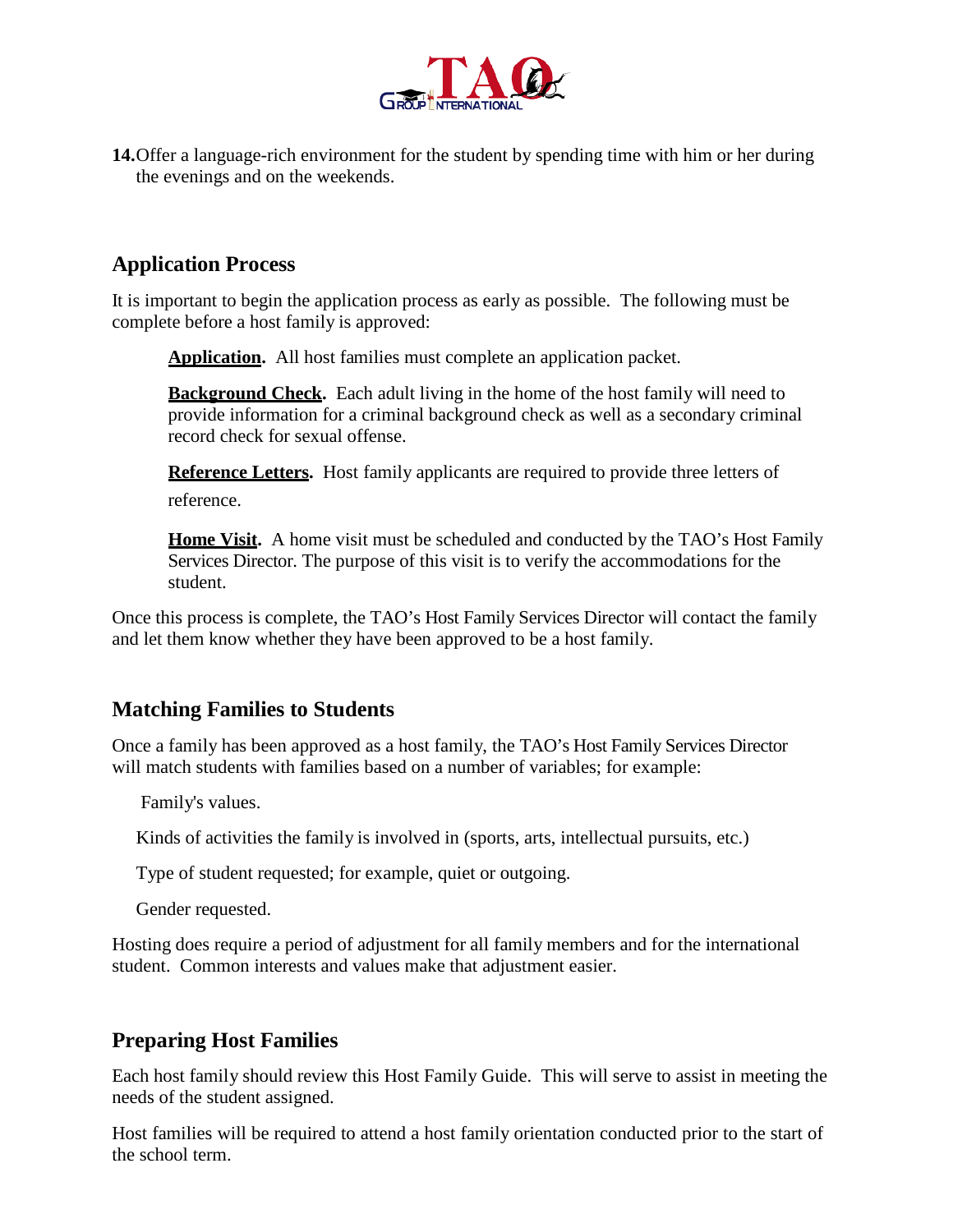14. Offer a language-rich environment for the student by spending time with him or her during the evenings and on the weekends.

## Application Process

It is important to begin the application process as early as possible. The following must be complete before a host family is approved:

**Application.** All host families must complete an application packet.

**Background Check.** Each adult living in the home of the host family will need to provide information for a criminal background check as well as a secondary criminal record check for sexual offense.

**Reference Letters.** Host family applicants are required to provide three letters of reference.

**Home Visit.** A home visit must be scheduled and conducted by the TAO's Host Family Services Director. The purpose of this visit is to verify the accommodations for the student.

Once this process is complete, the TAO's Host Family Services Director will contact the family and let them know whether they have been approved to be a host family.

## Matching Families to Students

Once a family has been approved as a host family, the TAO's Host Family Services Director will match students with families based on a number of variables; for example:

Family's values.

Kinds of activities the family is involved in (sports, arts, intellectual pursuits, etc.)

Type of student requested; for example, quiet or outgoing.

Gender requested.

Hosting does require a period of adjustment for all family members and for the international student. Common interests and values make that adjustment easier.

## Preparing Host Families

Each host family should review this Host Family Guide. This will serve to assist in meeting the needs of the student assigned.

Host families will be required to attend a host family orientation conducted prior to the start of the school term.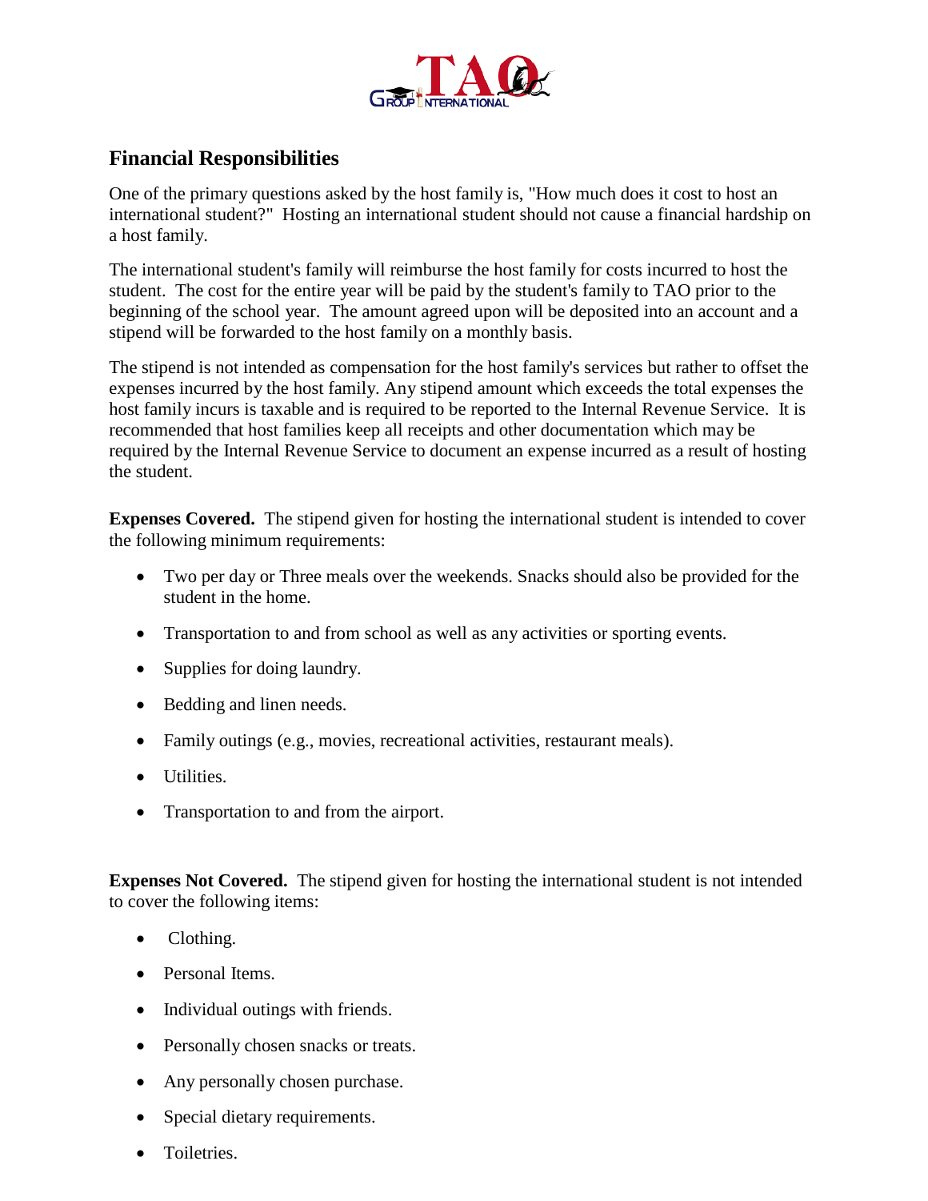## Financial Responsibilities

One of the primary questions asked by the host family is, "How much does it cost to host an international student?" Hosting an international student should not cause a financial hardship on a host family.

The international student's family will reimburse the host family for costs incurred to host the student. The cost for the entire year will be paid by the student's family to TAO prior to the beginning of the school year. The amount agreed upon will be deposited into an account and a stipend will be forwarded to the host family on a monthly basis.

The stipend is not intended as compensation for the host family's services but rather to offset the expenses incurred by the host family. Any stipend amount which exceeds the total expenses the host family incurs is taxable and is required to be reported to the Internal Revenue Service. It is recommended that host families keep all receipts and other documentation which may be required by the Internal Revenue Service to document an expense incurred as a result of hosting the student.

**Expenses Covered.** The stipend given for hosting the international student is intended to cover the following minimum requirements:

- Two per day or Three meals over the weekends. Snacks should also be provided for the student in the home.
- Transportation to and from school as well as any activities or sporting events.
- Supplies for doing laundry.
- Bedding and linen needs.
- Family outings (e.g., movies, recreational activities, restaurant meals).
- Utilities.
- Transportation to and from the airport.

**Expenses Not Covered.** The stipend given for hosting the international student is not intended to cover the following items:

- Clothing.
- Personal Items.
- Individual outings with friends.
- Personally chosen snacks or treats.
- Any personally chosen purchase.
- Special dietary requirements.
- Toiletries.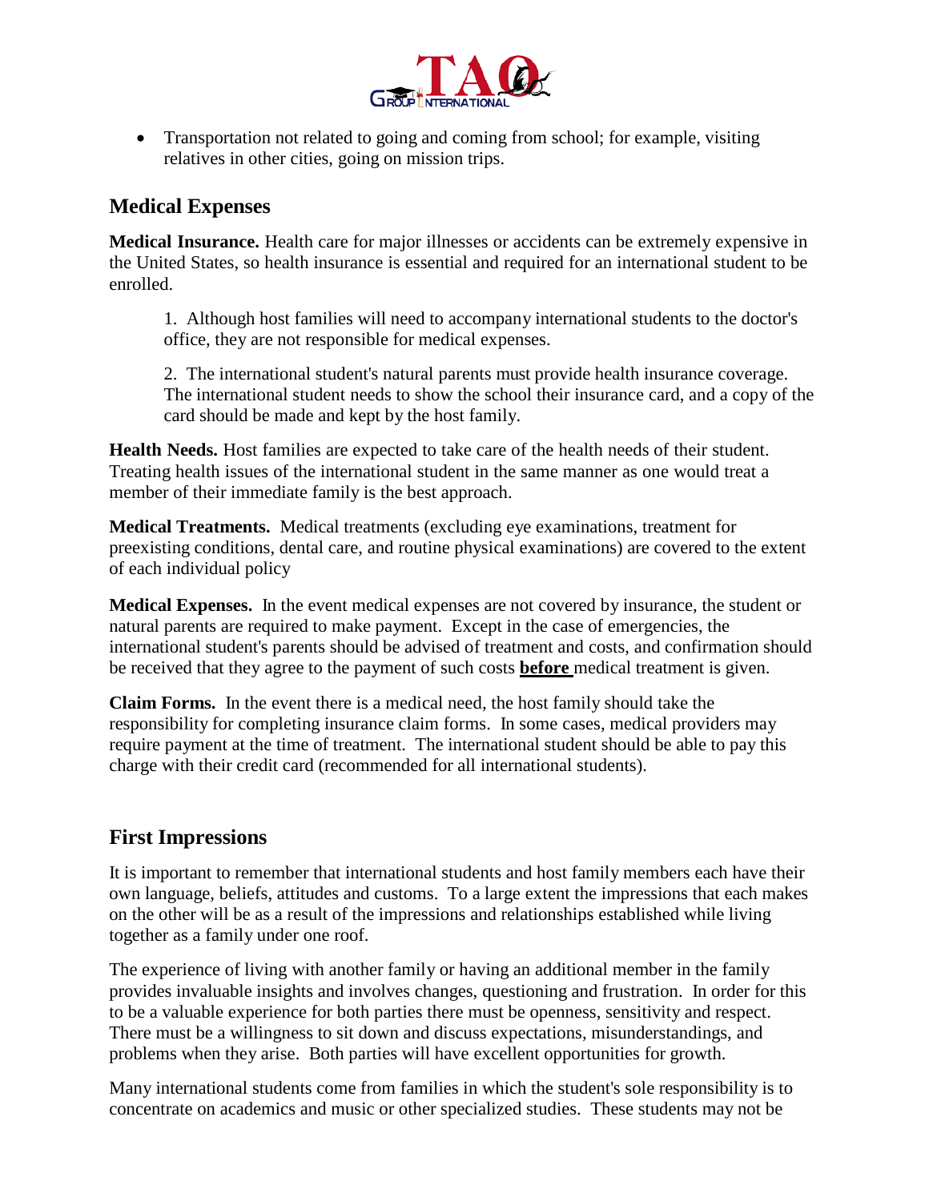- Transportation not related to going and coming from school; for example, visiting relatives in other cities, going on mission trips.

## Medical Expenses

**Medical Insurance.** Health care for major illnesses or accidents can be extremely expensive in the United States, so health insurance is essential and required for an international student to be enrolled.

1. Although host families will need to accompany international students to the doctor's office, they are not responsible for medical expenses.

2. The international student's natural parents must provide health insurance coverage. The international student needs to show the school their insurance card, and a copy of the card should be made and kept by the host family.

**Health Needs.** Host families are expected to take care of the health needs of their student. Treating health issues of the international student in the same manner as one would treat a member of their immediate family is the best approach.

**Medical Treatments.** Medical treatments (excluding eye examinations, treatment for preexisting conditions, dental care, and routine physical examinations) are covered to the extent of each individual policy

**Medical Expenses.** In the event medical expenses are not covered by insurance, the student or natural parents are required to make payment. Except in the case of emergencies, the international student's parents should be advised of treatment and costs, and confirmation should be received that they agree to the payment of such costs **before** medical treatment is given.

**Claim Forms.** In the event there is a medical need, the host family should take the responsibility for completing insurance claim forms. In some cases, medical providers may require payment at the time of treatment. The international student should be able to pay this charge with their credit card (recommended for all international students).

## First Impressions

It is important to remember that international students and host family members each have their own language, beliefs, attitudes and customs. To a large extent the impressions that each makes on the other will be as a result of the impressions and relationships established while living together as a family under one roof.

The experience of living with another family or having an additional member in the family provides invaluable insights and involves changes, questioning and frustration. In order for this to be a valuable experience for both parties there must be openness, sensitivity and respect. There must be a willingness to sit down and discuss expectations, misunderstandings, and problems when they arise. Both parties will have excellent opportunities for growth.

Many international students come from families in which the student's sole responsibility is to concentrate on academics and music or other specialized studies. These students may not be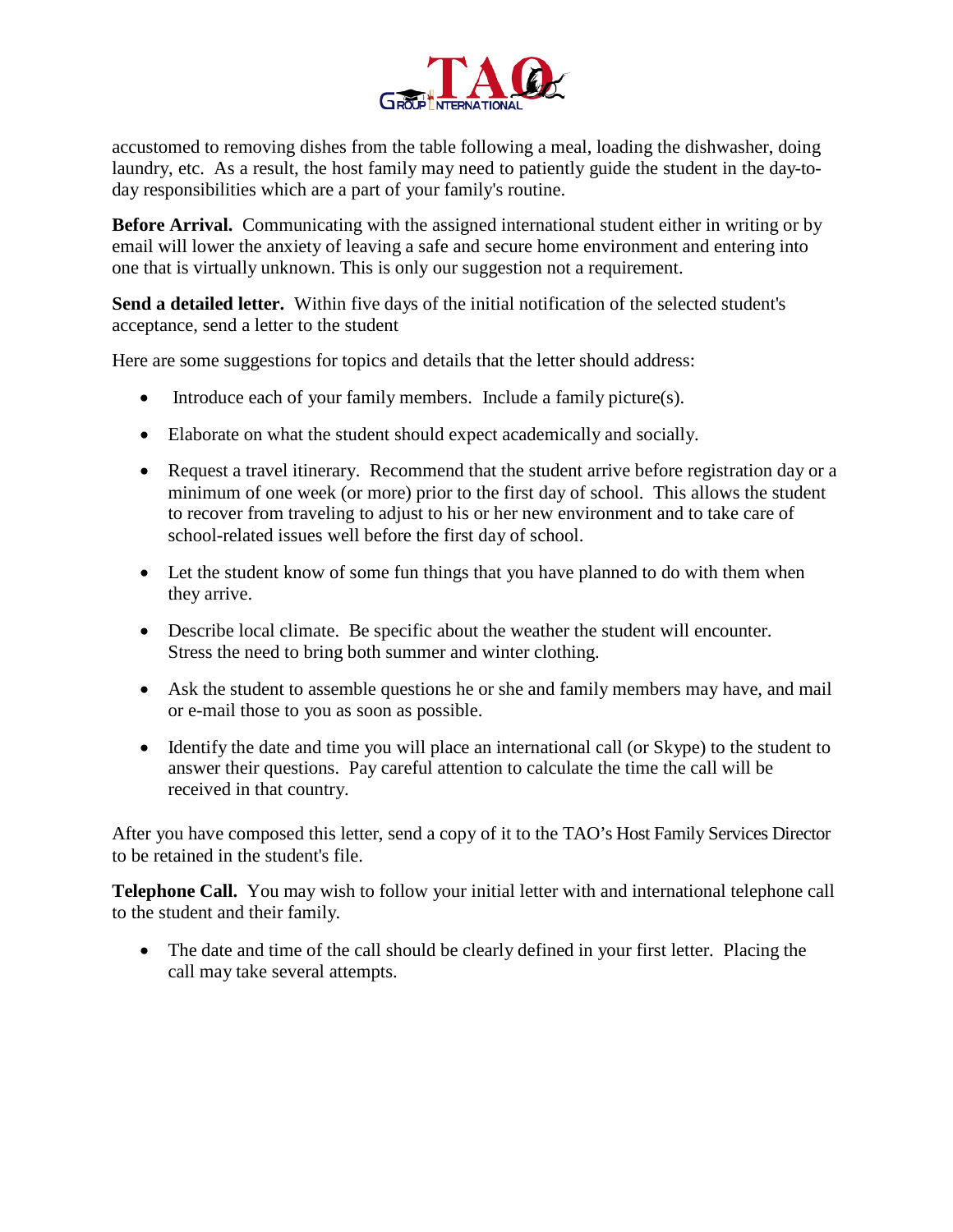accustomed to removing dishes from the table following a meal, loading the dishwasher, doing laundry, etc. As a result, the host family may need to patiently guide the student in the day-to-day responsibilities which are a part of your family's routine.

**Before Arrival.** Communicating with the assigned international student either in writing or by email will lower the anxiety of leaving a safe and secure home environment and entering into one that is virtually unknown. This is only our suggestion not a requirement.

**Send a detailed letter.** Within five days of the initial notification of the selected student's acceptance, send a letter to the student

Here are some suggestions for topics and details that the letter should address:

- Introduce each of your family members. Include a family picture(s).
- Elaborate on what the student should expect academically and socially.
- Request a travel itinerary. Recommend that the student arrive before registration day or a minimum of one week (or more) prior to the first day of school. This allows the student to recover from traveling to adjust to his or her new environment and to take care of school-related issues well before the first day of school.
- Let the student know of some fun things that you have planned to do with them when they arrive.
- Describe local climate. Be specific about the weather the student will encounter. Stress the need to bring both summer and winter clothing.
- Ask the student to assemble questions he or she and family members may have, and mail or e-mail those to you as soon as possible.
- Identify the date and time you will place an international call (or Skype) to the student to answer their questions. Pay careful attention to calculate the time the call will be received in that country.

After you have composed this letter, send a copy of it to the TAO's Host Family Services Director to be retained in the student's file.

**Telephone Call.** You may wish to follow your initial letter with and international telephone call to the student and their family.

- The date and time of the call should be clearly defined in your first letter. Placing the call may take several attempts.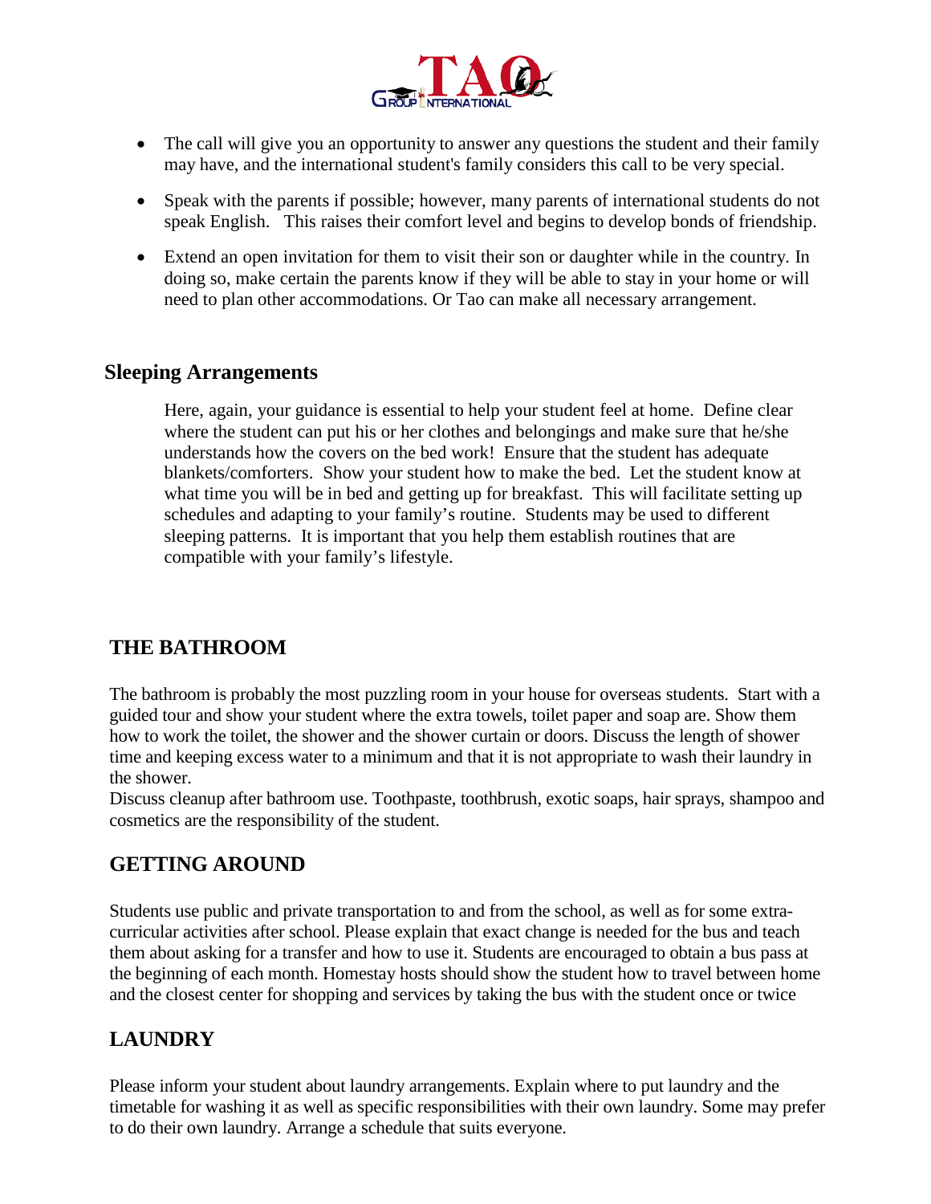- The call will give you an opportunity to answer any questions the student and their family may have, and the international student's family considers this call to be very special.
- Speak with the parents if possible; however, many parents of international students do not speak English. This raises their comfort level and begins to develop bonds of friendship.
- Extend an open invitation for them to visit their son or daughter while in the country. In doing so, make certain the parents know if they will be able to stay in your home or will need to plan other accommodations. Or Tao can make all necessary arrangement.

## Sleeping Arrangements

Here, again, your guidance is essential to help your student feel at home. Define clear where the student can put his or her clothes and belongings and make sure that he/she understands how the covers on the bed work! Ensure that the student has adequate blankets/comforters. Show your student how to make the bed. Let the student know at what time you will be in bed and getting up for breakfast. This will facilitate setting up schedules and adapting to your family's routine. Students may be used to different sleeping patterns. It is important that you help them establish routines that are compatible with your family's lifestyle.

## THE BATHROOM

The bathroom is probably the most puzzling room in your house for overseas students. Start with a guided tour and show your student where the extra towels, toilet paper and soap are. Show them how to work the toilet, the shower and the shower curtain or doors. Discuss the length of shower time and keeping excess water to a minimum and that it is not appropriate to wash their laundry in the shower.

Discuss cleanup after bathroom use. Toothpaste, toothbrush, exotic soaps, hair sprays, shampoo and cosmetics are the responsibility of the student.

## GETTING AROUND

Students use public and private transportation to and from the school, as well as for some extra-curricular activities after school. Please explain that exact change is needed for the bus and teach them about asking for a transfer and how to use it. Students are encouraged to obtain a bus pass at the beginning of each month. Homestay hosts should show the student how to travel between home and the closest center for shopping and services by taking the bus with the student once or twice

## LAUNDRY

Please inform your student about laundry arrangements. Explain where to put laundry and the timetable for washing it as well as specific responsibilities with their own laundry. Some may prefer to do their own laundry. Arrange a schedule that suits everyone.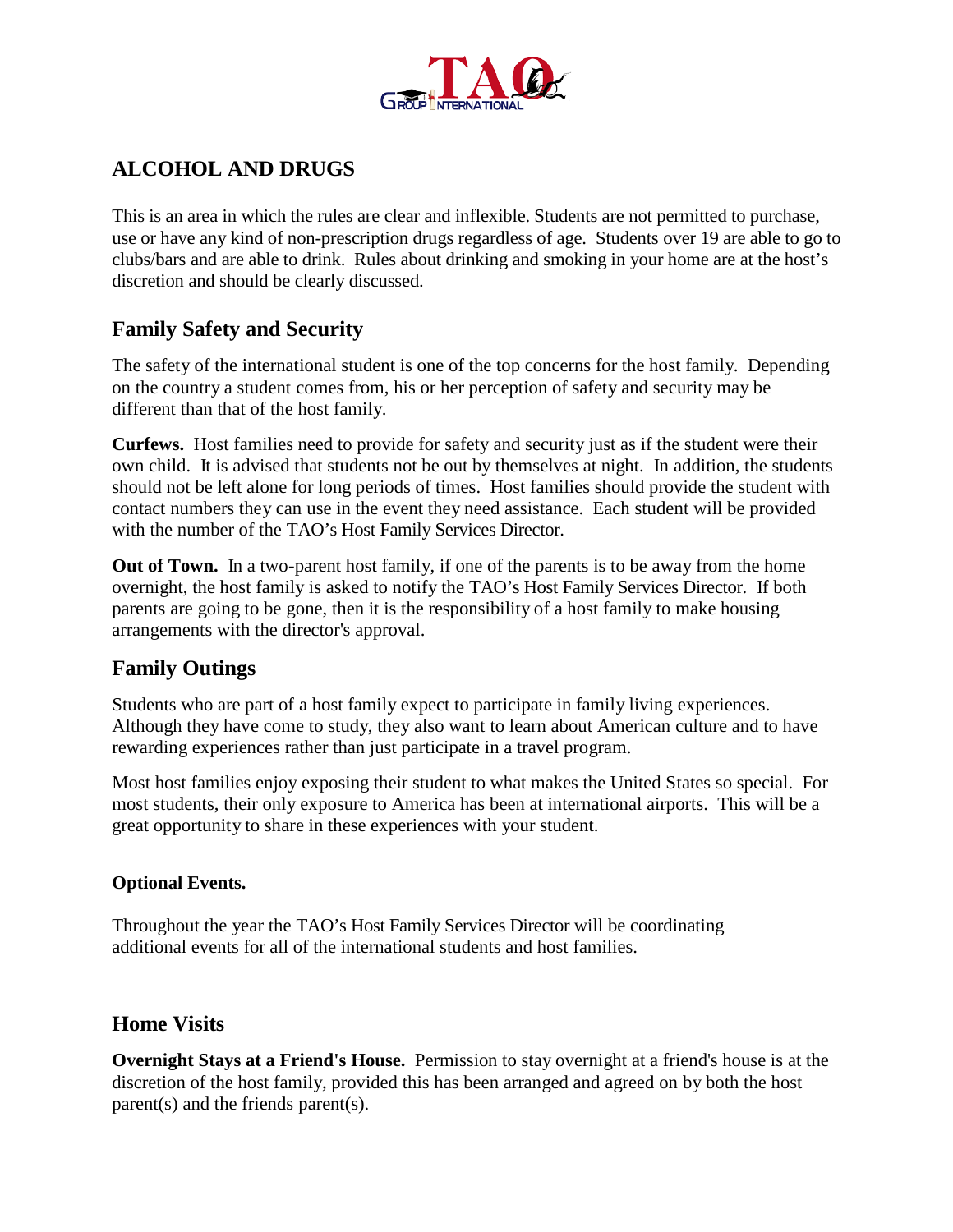## ALCOHOL AND DRUGS

This is an area in which the rules are clear and inflexible. Students are not permitted to purchase, use or have any kind of non-prescription drugs regardless of age. Students over 19 are able to go to clubs/bars and are able to drink. Rules about drinking and smoking in your home are at the host's discretion and should be clearly discussed.

## Family Safety and Security

The safety of the international student is one of the top concerns for the host family. Depending on the country a student comes from, his or her perception of safety and security may be different than that of the host family.

**Curfews.** Host families need to provide for safety and security just as if the student were their own child. It is advised that students not be out by themselves at night. In addition, the students should not be left alone for long periods of times. Host families should provide the student with contact numbers they can use in the event they need assistance. Each student will be provided with the number of the TAO's Host Family Services Director.

**Out of Town.** In a two-parent host family, if one of the parents is to be away from the home overnight, the host family is asked to notify the TAO's Host Family Services Director. If both parents are going to be gone, then it is the responsibility of a host family to make housing arrangements with the director's approval.

## Family Outings

Students who are part of a host family expect to participate in family living experiences. Although they have come to study, they also want to learn about American culture and to have rewarding experiences rather than just participate in a travel program.

Most host families enjoy exposing their student to what makes the United States so special. For most students, their only exposure to America has been at international airports. This will be a great opportunity to share in these experiences with your student.

#### Optional Events.

Throughout the year the TAO's Host Family Services Director will be coordinating additional events for all of the international students and host families.

## Home Visits

**Overnight Stays at a Friend's House.** Permission to stay overnight at a friend's house is at the discretion of the host family, provided this has been arranged and agreed on by both the host parent(s) and the friends parent(s).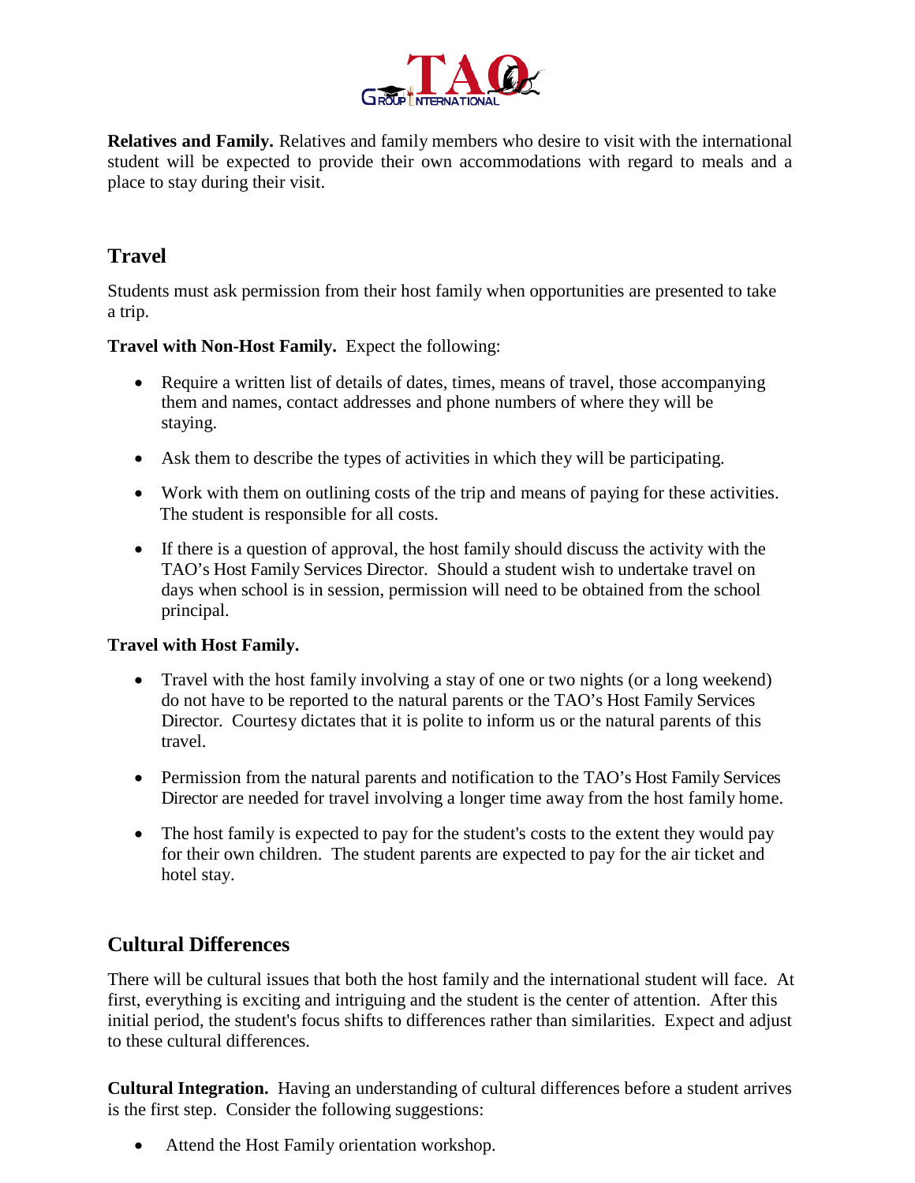**Relatives and Family.** Relatives and family members who desire to visit with the international student will be expected to provide their own accommodations with regard to meals and a place to stay during their visit.

## Travel

Students must ask permission from their host family when opportunities are presented to take a trip.

**Travel with Non-Host Family.** Expect the following:

- Require a written list of details of dates, times, means of travel, those accompanying them and names, contact addresses and phone numbers of where they will be staying.
- Ask them to describe the types of activities in which they will be participating.
- Work with them on outlining costs of the trip and means of paying for these activities. The student is responsible for all costs.
- If there is a question of approval, the host family should discuss the activity with the TAO's Host Family Services Director. Should a student wish to undertake travel on days when school is in session, permission will need to be obtained from the school principal.

**Travel with Host Family.**

- Travel with the host family involving a stay of one or two nights (or a long weekend) do not have to be reported to the natural parents or the TAO's Host Family Services Director. Courtesy dictates that it is polite to inform us or the natural parents of this travel.
- Permission from the natural parents and notification to the TAO's Host Family Services Director are needed for travel involving a longer time away from the host family home.
- The host family is expected to pay for the student's costs to the extent they would pay for their own children. The student parents are expected to pay for the air ticket and hotel stay.

## Cultural Differences

There will be cultural issues that both the host family and the international student will face. At first, everything is exciting and intriguing and the student is the center of attention. After this initial period, the student's focus shifts to differences rather than similarities. Expect and adjust to these cultural differences.

**Cultural Integration.** Having an understanding of cultural differences before a student arrives is the first step. Consider the following suggestions:

- Attend the Host Family orientation workshop.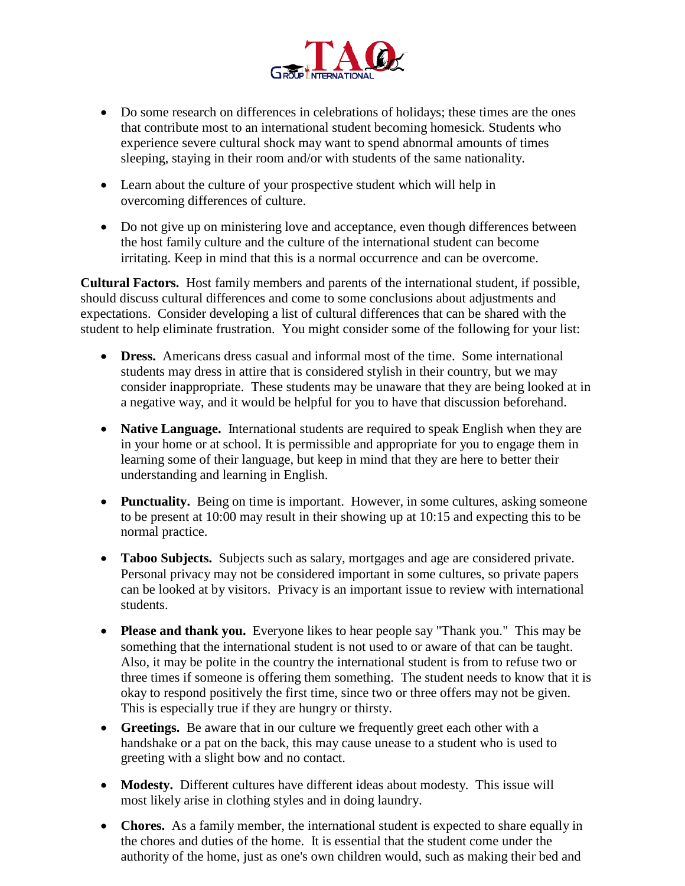- Do some research on differences in celebrations of holidays; these times are the ones that contribute most to an international student becoming homesick. Students who experience severe cultural shock may want to spend abnormal amounts of times sleeping, staying in their room and/or with students of the same nationality.

- Learn about the culture of your prospective student which will help in overcoming differences of culture.

- Do not give up on ministering love and acceptance, even though differences between the host family culture and the culture of the international student can become irritating. Keep in mind that this is a normal occurrence and can be overcome.

**Cultural Factors.** Host family members and parents of the international student, if possible, should discuss cultural differences and come to some conclusions about adjustments and expectations. Consider developing a list of cultural differences that can be shared with the student to help eliminate frustration. You might consider some of the following for your list:

- **Dress.** Americans dress casual and informal most of the time. Some international students may dress in attire that is considered stylish in their country, but we may consider inappropriate. These students may be unaware that they are being looked at in a negative way, and it would be helpful for you to have that discussion beforehand.

- **Native Language.** International students are required to speak English when they are in your home or at school. It is permissible and appropriate for you to engage them in learning some of their language, but keep in mind that they are here to better their understanding and learning in English.

- **Punctuality.** Being on time is important. However, in some cultures, asking someone to be present at 10:00 may result in their showing up at 10:15 and expecting this to be normal practice.

- **Taboo Subjects.** Subjects such as salary, mortgages and age are considered private. Personal privacy may not be considered important in some cultures, so private papers can be looked at by visitors. Privacy is an important issue to review with international students.

- **Please and thank you.** Everyone likes to hear people say "Thank you." This may be something that the international student is not used to or aware of that can be taught. Also, it may be polite in the country the international student is from to refuse two or three times if someone is offering them something. The student needs to know that it is okay to respond positively the first time, since two or three offers may not be given. This is especially true if they are hungry or thirsty.

- **Greetings.** Be aware that in our culture we frequently greet each other with a handshake or a pat on the back, this may cause unease to a student who is used to greeting with a slight bow and no contact.

- **Modesty.** Different cultures have different ideas about modesty. This issue will most likely arise in clothing styles and in doing laundry.

- **Chores.** As a family member, the international student is expected to share equally in the chores and duties of the home. It is essential that the student come under the authority of the home, just as one's own children would, such as making their bed and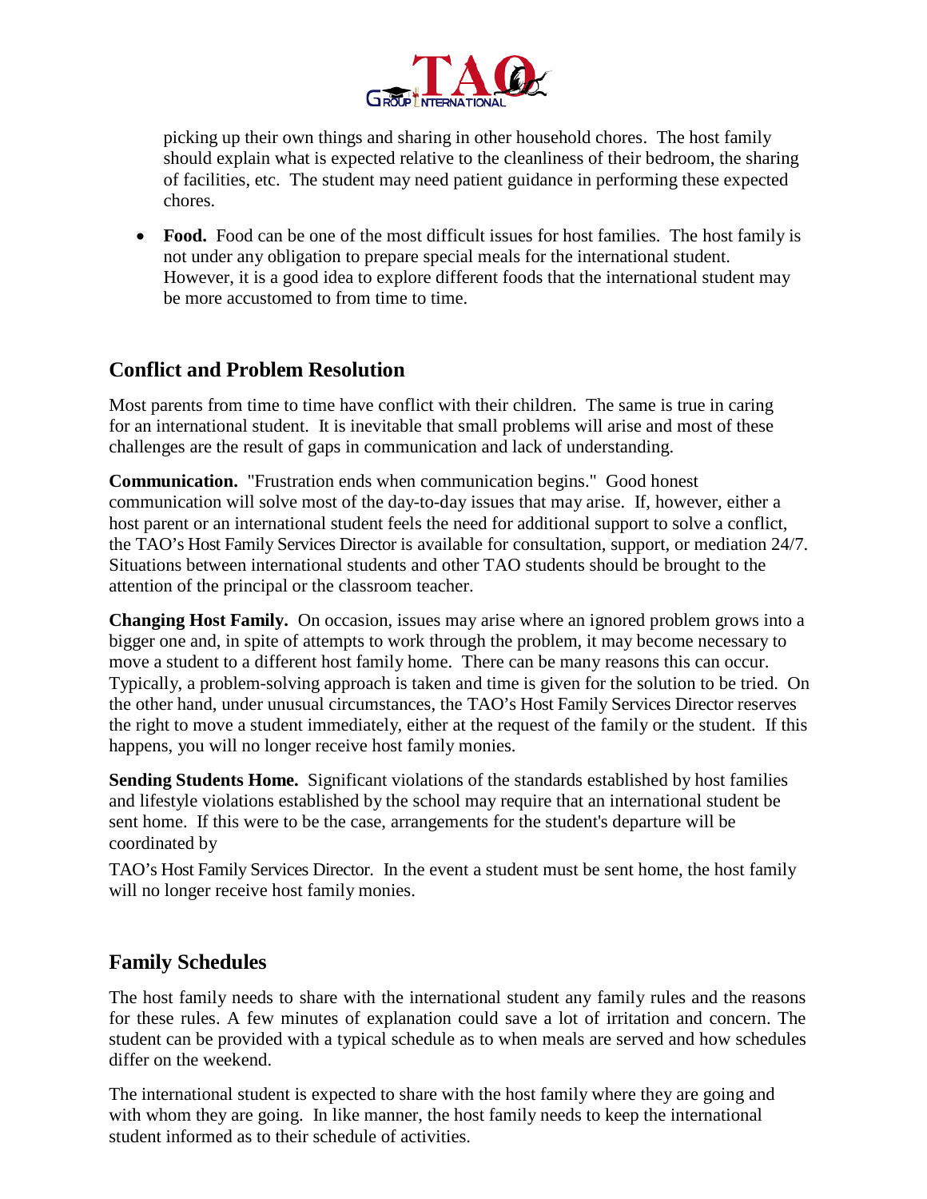picking up their own things and sharing in other household chores. The host family should explain what is expected relative to the cleanliness of their bedroom, the sharing of facilities, etc. The student may need patient guidance in performing these expected chores.

- **Food.** Food can be one of the most difficult issues for host families. The host family is not under any obligation to prepare special meals for the international student. However, it is a good idea to explore different foods that the international student may be more accustomed to from time to time.

## Conflict and Problem Resolution

Most parents from time to time have conflict with their children. The same is true in caring for an international student. It is inevitable that small problems will arise and most of these challenges are the result of gaps in communication and lack of understanding.

**Communication.** "Frustration ends when communication begins." Good honest communication will solve most of the day-to-day issues that may arise. If, however, either a host parent or an international student feels the need for additional support to solve a conflict, the TAO's Host Family Services Director is available for consultation, support, or mediation 24/7. Situations between international students and other TAO students should be brought to the attention of the principal or the classroom teacher.

**Changing Host Family.** On occasion, issues may arise where an ignored problem grows into a bigger one and, in spite of attempts to work through the problem, it may become necessary to move a student to a different host family home. There can be many reasons this can occur. Typically, a problem-solving approach is taken and time is given for the solution to be tried. On the other hand, under unusual circumstances, the TAO's Host Family Services Director reserves the right to move a student immediately, either at the request of the family or the student. If this happens, you will no longer receive host family monies.

**Sending Students Home.** Significant violations of the standards established by host families and lifestyle violations established by the school may require that an international student be sent home. If this were to be the case, arrangements for the student's departure will be coordinated by

TAO's Host Family Services Director. In the event a student must be sent home, the host family will no longer receive host family monies.

## Family Schedules

The host family needs to share with the international student any family rules and the reasons for these rules. A few minutes of explanation could save a lot of irritation and concern. The student can be provided with a typical schedule as to when meals are served and how schedules differ on the weekend.

The international student is expected to share with the host family where they are going and with whom they are going. In like manner, the host family needs to keep the international student informed as to their schedule of activities.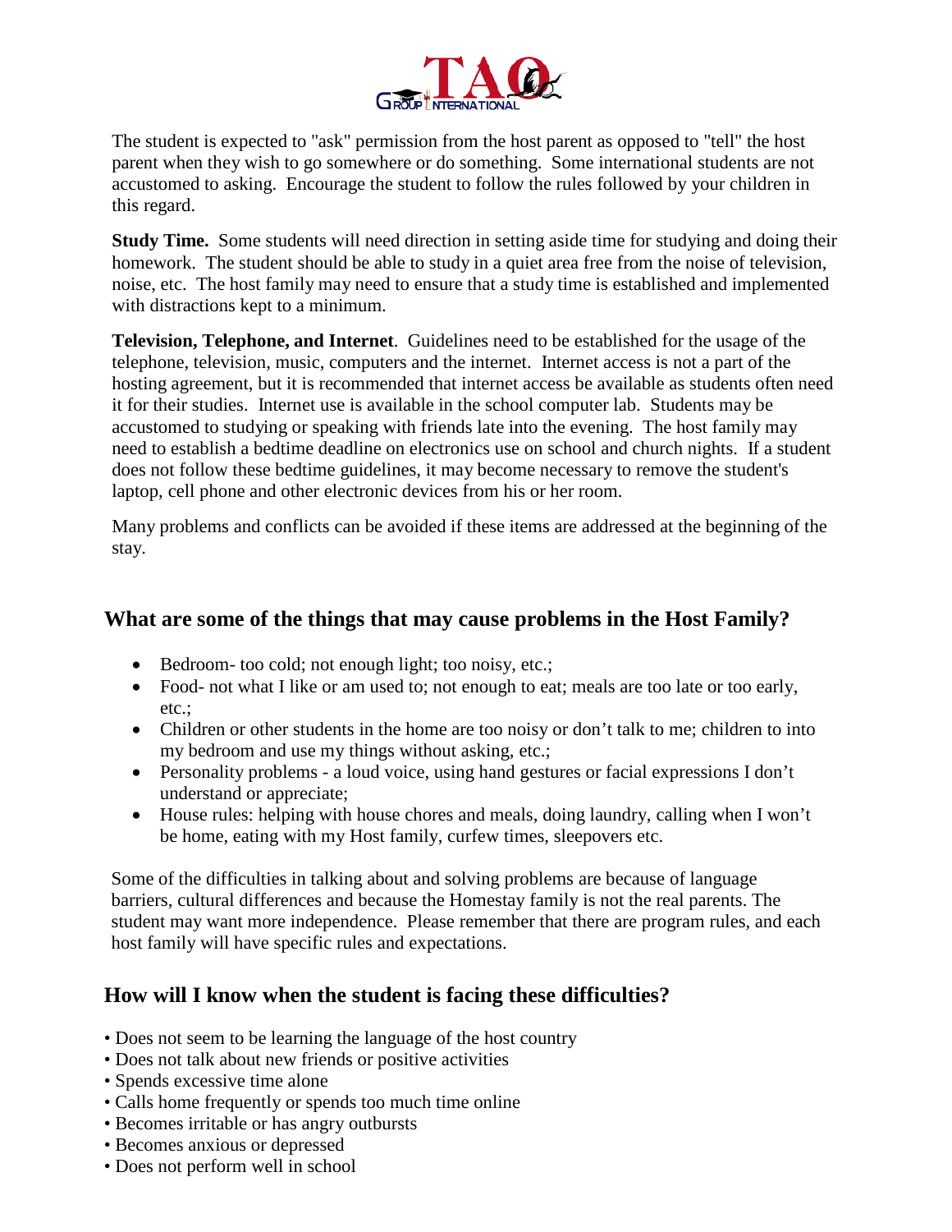The student is expected to "ask" permission from the host parent as opposed to "tell" the host parent when they wish to go somewhere or do something. Some international students are not accustomed to asking. Encourage the student to follow the rules followed by your children in this regard.

**Study Time.** Some students will need direction in setting aside time for studying and doing their homework. The student should be able to study in a quiet area free from the noise of television, noise, etc. The host family may need to ensure that a study time is established and implemented with distractions kept to a minimum.

**Television, Telephone, and Internet**. Guidelines need to be established for the usage of the telephone, television, music, computers and the internet. Internet access is not a part of the hosting agreement, but it is recommended that internet access be available as students often need it for their studies. Internet use is available in the school computer lab. Students may be accustomed to studying or speaking with friends late into the evening. The host family may need to establish a bedtime deadline on electronics use on school and church nights. If a student does not follow these bedtime guidelines, it may become necessary to remove the student's laptop, cell phone and other electronic devices from his or her room.

Many problems and conflicts can be avoided if these items are addressed at the beginning of the stay.

## What are some of the things that may cause problems in the Host Family?

- Bedroom- too cold; not enough light; too noisy, etc.;
- Food- not what I like or am used to; not enough to eat; meals are too late or too early, etc.;
- Children or other students in the home are too noisy or don't talk to me; children to into my bedroom and use my things without asking, etc.;
- Personality problems - a loud voice, using hand gestures or facial expressions I don't understand or appreciate;
- House rules: helping with house chores and meals, doing laundry, calling when I won't be home, eating with my Host family, curfew times, sleepovers etc.

Some of the difficulties in talking about and solving problems are because of language barriers, cultural differences and because the Homestay family is not the real parents. The student may want more independence. Please remember that there are program rules, and each host family will have specific rules and expectations.

## How will I know when the student is facing these difficulties?

- Does not seem to be learning the language of the host country
- Does not talk about new friends or positive activities
- Spends excessive time alone
- Calls home frequently or spends too much time online
- Becomes irritable or has angry outbursts
- Becomes anxious or depressed
- Does not perform well in school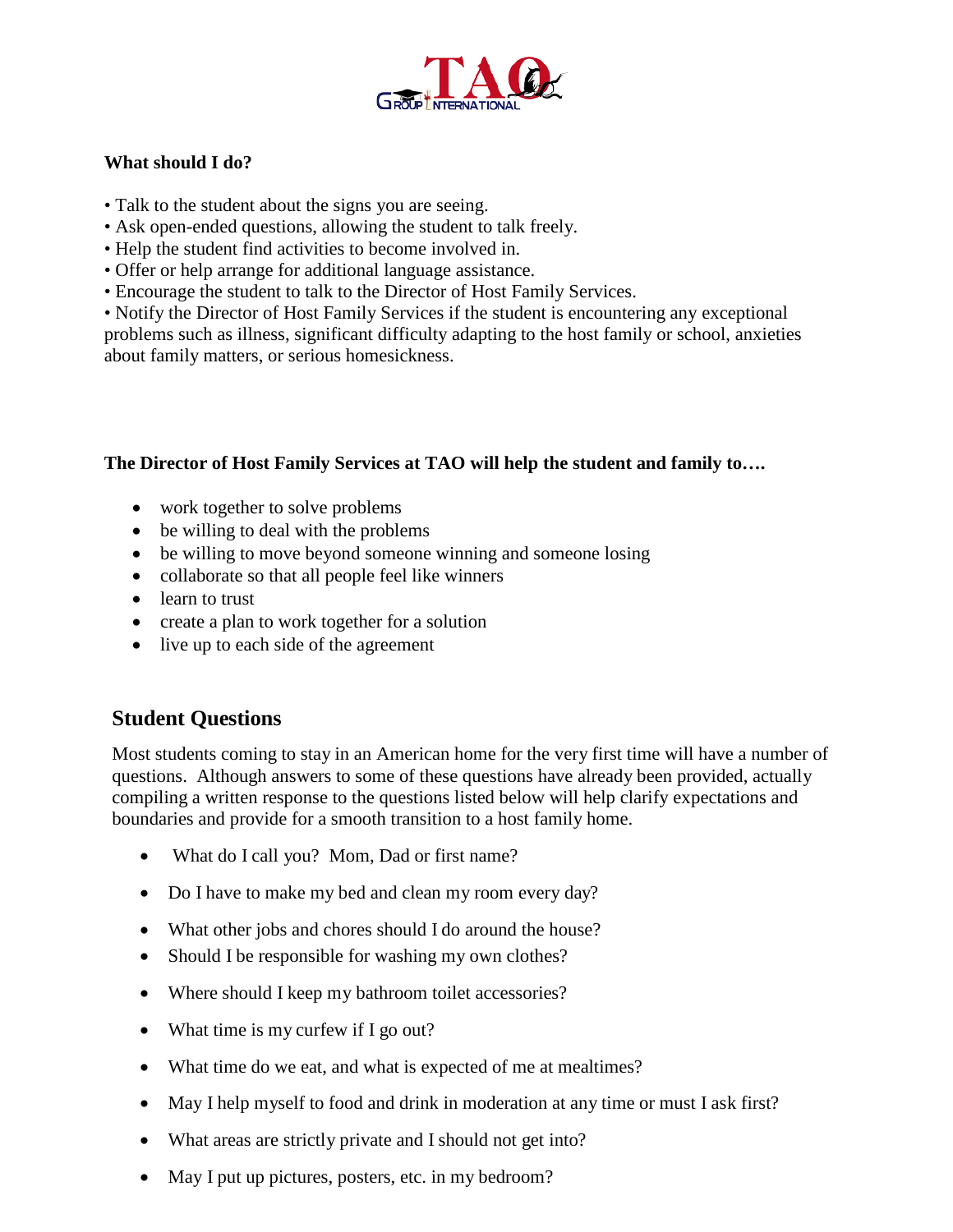**What should I do?**

- Talk to the student about the signs you are seeing.
- Ask open-ended questions, allowing the student to talk freely.
- Help the student find activities to become involved in.
- Offer or help arrange for additional language assistance.
- Encourage the student to talk to the Director of Host Family Services.
- Notify the Director of Host Family Services if the student is encountering any exceptional problems such as illness, significant difficulty adapting to the host family or school, anxieties about family matters, or serious homesickness.

**The Director of Host Family Services at TAO will help the student and family to….**

- work together to solve problems
- be willing to deal with the problems
- be willing to move beyond someone winning and someone losing
- collaborate so that all people feel like winners
- learn to trust
- create a plan to work together for a solution
- live up to each side of the agreement

## Student Questions

Most students coming to stay in an American home for the very first time will have a number of questions. Although answers to some of these questions have already been provided, actually compiling a written response to the questions listed below will help clarify expectations and boundaries and provide for a smooth transition to a host family home.

- What do I call you? Mom, Dad or first name?
- Do I have to make my bed and clean my room every day?
- What other jobs and chores should I do around the house?
- Should I be responsible for washing my own clothes?
- Where should I keep my bathroom toilet accessories?
- What time is my curfew if I go out?
- What time do we eat, and what is expected of me at mealtimes?
- May I help myself to food and drink in moderation at any time or must I ask first?
- What areas are strictly private and I should not get into?
- May I put up pictures, posters, etc. in my bedroom?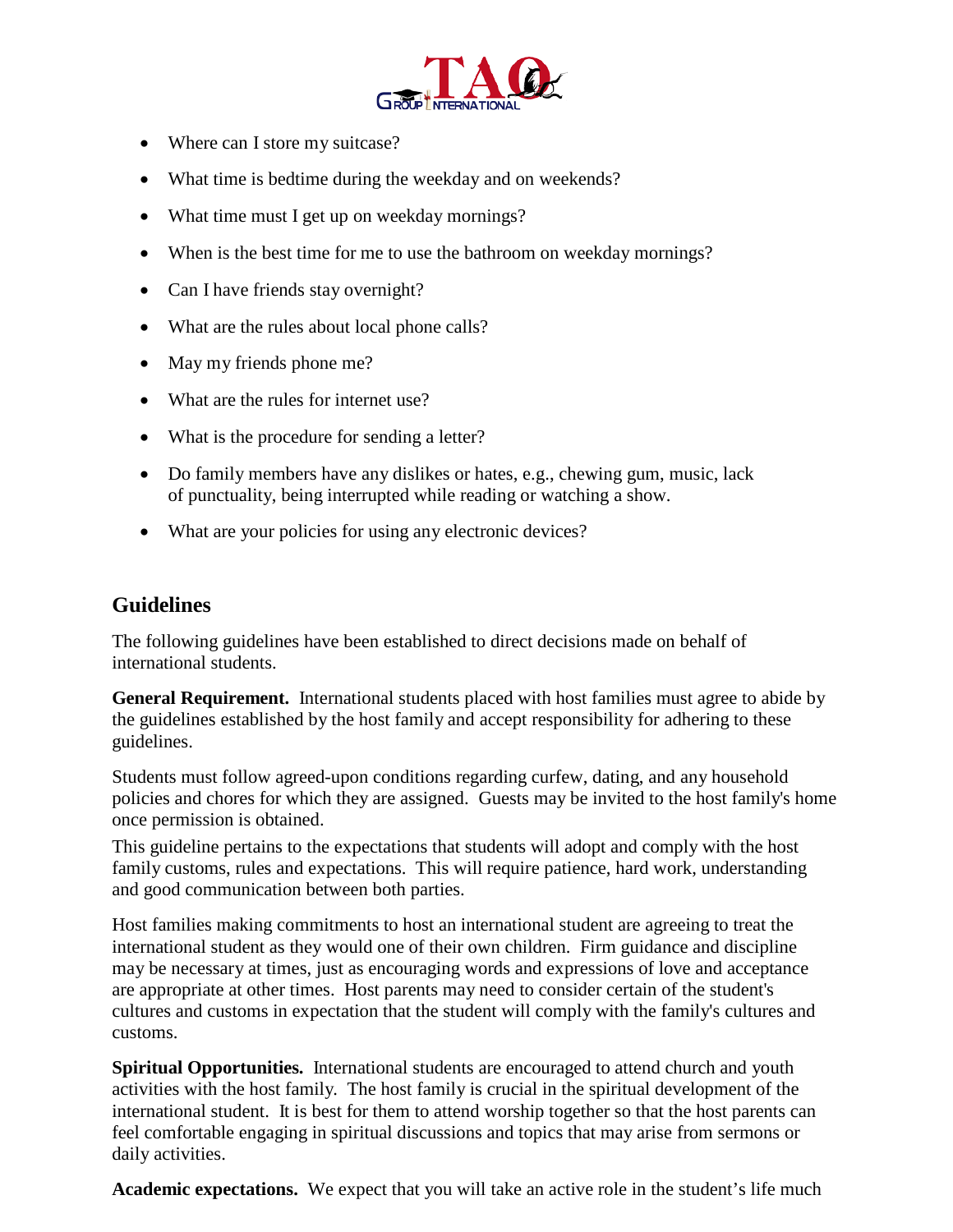- Where can I store my suitcase?
- What time is bedtime during the weekday and on weekends?
- What time must I get up on weekday mornings?
- When is the best time for me to use the bathroom on weekday mornings?
- Can I have friends stay overnight?
- What are the rules about local phone calls?
- May my friends phone me?
- What are the rules for internet use?
- What is the procedure for sending a letter?
- Do family members have any dislikes or hates, e.g., chewing gum, music, lack of punctuality, being interrupted while reading or watching a show.
- What are your policies for using any electronic devices?

## Guidelines

The following guidelines have been established to direct decisions made on behalf of international students.

**General Requirement.** International students placed with host families must agree to abide by the guidelines established by the host family and accept responsibility for adhering to these guidelines.

Students must follow agreed-upon conditions regarding curfew, dating, and any household policies and chores for which they are assigned. Guests may be invited to the host family's home once permission is obtained.

This guideline pertains to the expectations that students will adopt and comply with the host family customs, rules and expectations. This will require patience, hard work, understanding and good communication between both parties.

Host families making commitments to host an international student are agreeing to treat the international student as they would one of their own children. Firm guidance and discipline may be necessary at times, just as encouraging words and expressions of love and acceptance are appropriate at other times. Host parents may need to consider certain of the student's cultures and customs in expectation that the student will comply with the family's cultures and customs.

**Spiritual Opportunities.** International students are encouraged to attend church and youth activities with the host family. The host family is crucial in the spiritual development of the international student. It is best for them to attend worship together so that the host parents can feel comfortable engaging in spiritual discussions and topics that may arise from sermons or daily activities.

**Academic expectations.** We expect that you will take an active role in the student's life much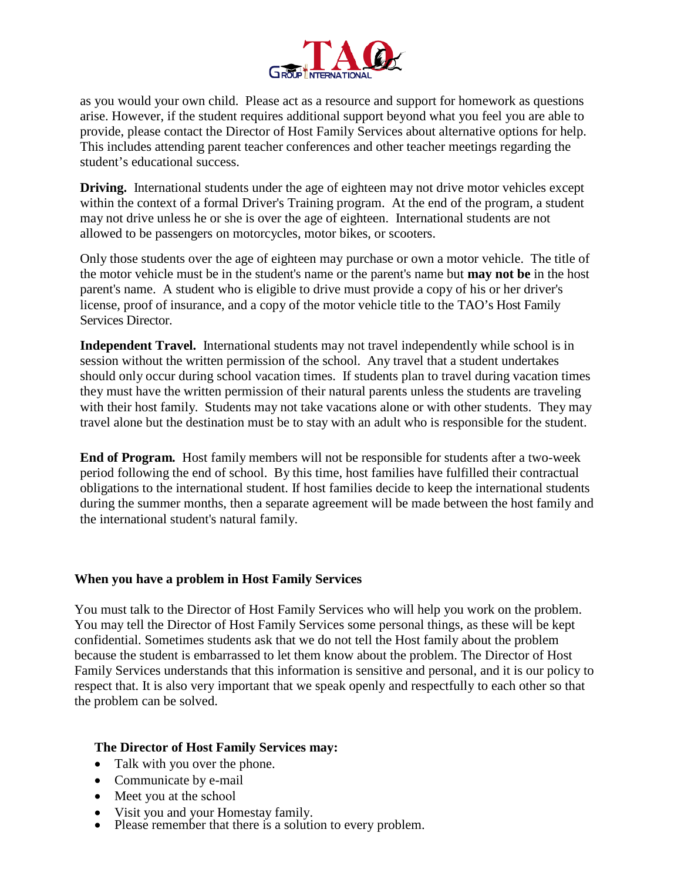as you would your own child. Please act as a resource and support for homework as questions arise. However, if the student requires additional support beyond what you feel you are able to provide, please contact the Director of Host Family Services about alternative options for help. This includes attending parent teacher conferences and other teacher meetings regarding the student's educational success.

**Driving.** International students under the age of eighteen may not drive motor vehicles except within the context of a formal Driver's Training program. At the end of the program, a student may not drive unless he or she is over the age of eighteen. International students are not allowed to be passengers on motorcycles, motor bikes, or scooters.

Only those students over the age of eighteen may purchase or own a motor vehicle. The title of the motor vehicle must be in the student's name or the parent's name but **may not be** in the host parent's name. A student who is eligible to drive must provide a copy of his or her driver's license, proof of insurance, and a copy of the motor vehicle title to the TAO's Host Family Services Director.

**Independent Travel.** International students may not travel independently while school is in session without the written permission of the school. Any travel that a student undertakes should only occur during school vacation times. If students plan to travel during vacation times they must have the written permission of their natural parents unless the students are traveling with their host family. Students may not take vacations alone or with other students. They may travel alone but the destination must be to stay with an adult who is responsible for the student.

**End of Program.** Host family members will not be responsible for students after a two-week period following the end of school. By this time, host families have fulfilled their contractual obligations to the international student. If host families decide to keep the international students during the summer months, then a separate agreement will be made between the host family and the international student's natural family.

## When you have a problem in Host Family Services

You must talk to the Director of Host Family Services who will help you work on the problem. You may tell the Director of Host Family Services some personal things, as these will be kept confidential. Sometimes students ask that we do not tell the Host family about the problem because the student is embarrassed to let them know about the problem. The Director of Host Family Services understands that this information is sensitive and personal, and it is our policy to respect that. It is also very important that we speak openly and respectfully to each other so that the problem can be solved.

**The Director of Host Family Services may:**

- Talk with you over the phone.
- Communicate by e-mail
- Meet you at the school
- Visit you and your Homestay family.
- Please remember that there is a solution to every problem.